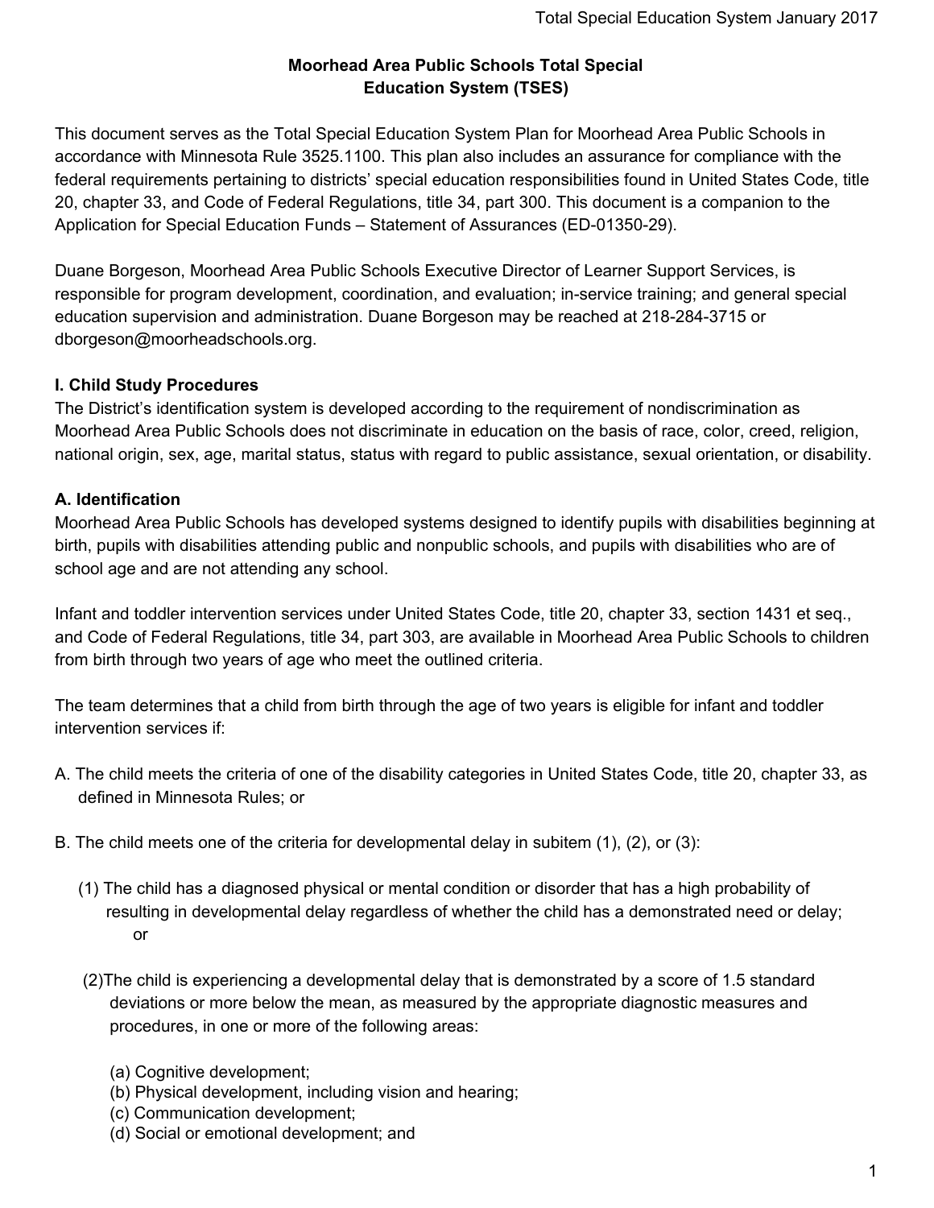# Moorhead Area Public Schools Total Special Education System (TSES)

This document serves as the Total Special Education System Plan for Moorhead Area Public Schools in accordance with Minnesota Rule 3525.1100. This plan also includes an assurance for compliance with the federal requirements pertaining to districts' special education responsibilities found in United States Code, title 20, chapter 33, and Code of Federal Regulations, title 34, part 300. This document is a companion to the Application for Special Education Funds – Statement of Assurances (ED-01350-29).

Duane Borgeson, Moorhead Area Public Schools Executive Director of Learner Support Services, is responsible for program development, coordination, and evaluation; in-service training; and general special education supervision and administration. Duane Borgeson may be reached at 218-284-3715 or dborgeson@moorheadschools.org.

## I. Child Study Procedures

The District's identification system is developed according to the requirement of nondiscrimination as Moorhead Area Public Schools does not discriminate in education on the basis of race, color, creed, religion, national origin, sex, age, marital status, status with regard to public assistance, sexual orientation, or disability.

### A. Identification

Moorhead Area Public Schools has developed systems designed to identify pupils with disabilities beginning at birth, pupils with disabilities attending public and nonpublic schools, and pupils with disabilities who are of school age and are not attending any school.

Infant and toddler intervention services under United States Code, title 20, chapter 33, section 1431 et seq., and Code of Federal Regulations, title 34, part 303, are available in Moorhead Area Public Schools to children from birth through two years of age who meet the outlined criteria.

The team determines that a child from birth through the age of two years is eligible for infant and toddler intervention services if:

A. The child meets the criteria of one of the disability categories in United States Code, title 20, chapter 33, as defined in Minnesota Rules; or

B. The child meets one of the criteria for developmental delay in subitem (1), (2), or (3):

   (1) The child has a diagnosed physical or mental condition or disorder that has a high probability of resulting in developmental delay regardless of whether the child has a demonstrated need or delay; or

   (2) The child is experiencing a developmental delay that is demonstrated by a score of 1.5 standard deviations or more below the mean, as measured by the appropriate diagnostic measures and procedures, in one or more of the following areas:

      (a) Cognitive development;
      (b) Physical development, including vision and hearing;
      (c) Communication development;
      (d) Social or emotional development; and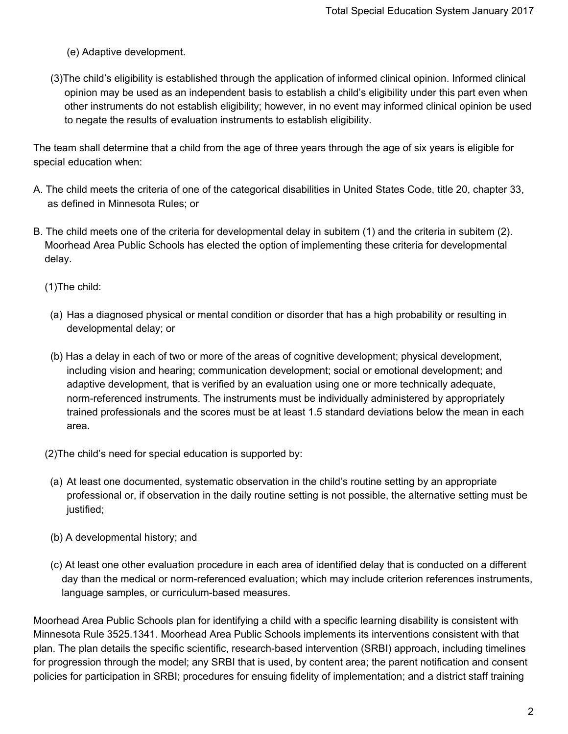(e) Adaptive development.

(3) The child's eligibility is established through the application of informed clinical opinion. Informed clinical opinion may be used as an independent basis to establish a child's eligibility under this part even when other instruments do not establish eligibility; however, in no event may informed clinical opinion be used to negate the results of evaluation instruments to establish eligibility.

The team shall determine that a child from the age of three years through the age of six years is eligible for special education when:

A. The child meets the criteria of one of the categorical disabilities in United States Code, title 20, chapter 33, as defined in Minnesota Rules; or

B. The child meets one of the criteria for developmental delay in subitem (1) and the criteria in subitem (2). Moorhead Area Public Schools has elected the option of implementing these criteria for developmental delay.

(1) The child:

(a) Has a diagnosed physical or mental condition or disorder that has a high probability or resulting in developmental delay; or

(b) Has a delay in each of two or more of the areas of cognitive development; physical development, including vision and hearing; communication development; social or emotional development; and adaptive development, that is verified by an evaluation using one or more technically adequate, norm-referenced instruments. The instruments must be individually administered by appropriately trained professionals and the scores must be at least 1.5 standard deviations below the mean in each area.

(2) The child's need for special education is supported by:

(a) At least one documented, systematic observation in the child's routine setting by an appropriate professional or, if observation in the daily routine setting is not possible, the alternative setting must be justified;

(b) A developmental history; and

(c) At least one other evaluation procedure in each area of identified delay that is conducted on a different day than the medical or norm-referenced evaluation; which may include criterion references instruments, language samples, or curriculum-based measures.

Moorhead Area Public Schools plan for identifying a child with a specific learning disability is consistent with Minnesota Rule 3525.1341. Moorhead Area Public Schools implements its interventions consistent with that plan. The plan details the specific scientific, research-based intervention (SRBI) approach, including timelines for progression through the model; any SRBI that is used, by content area; the parent notification and consent policies for participation in SRBI; procedures for ensuing fidelity of implementation; and a district staff training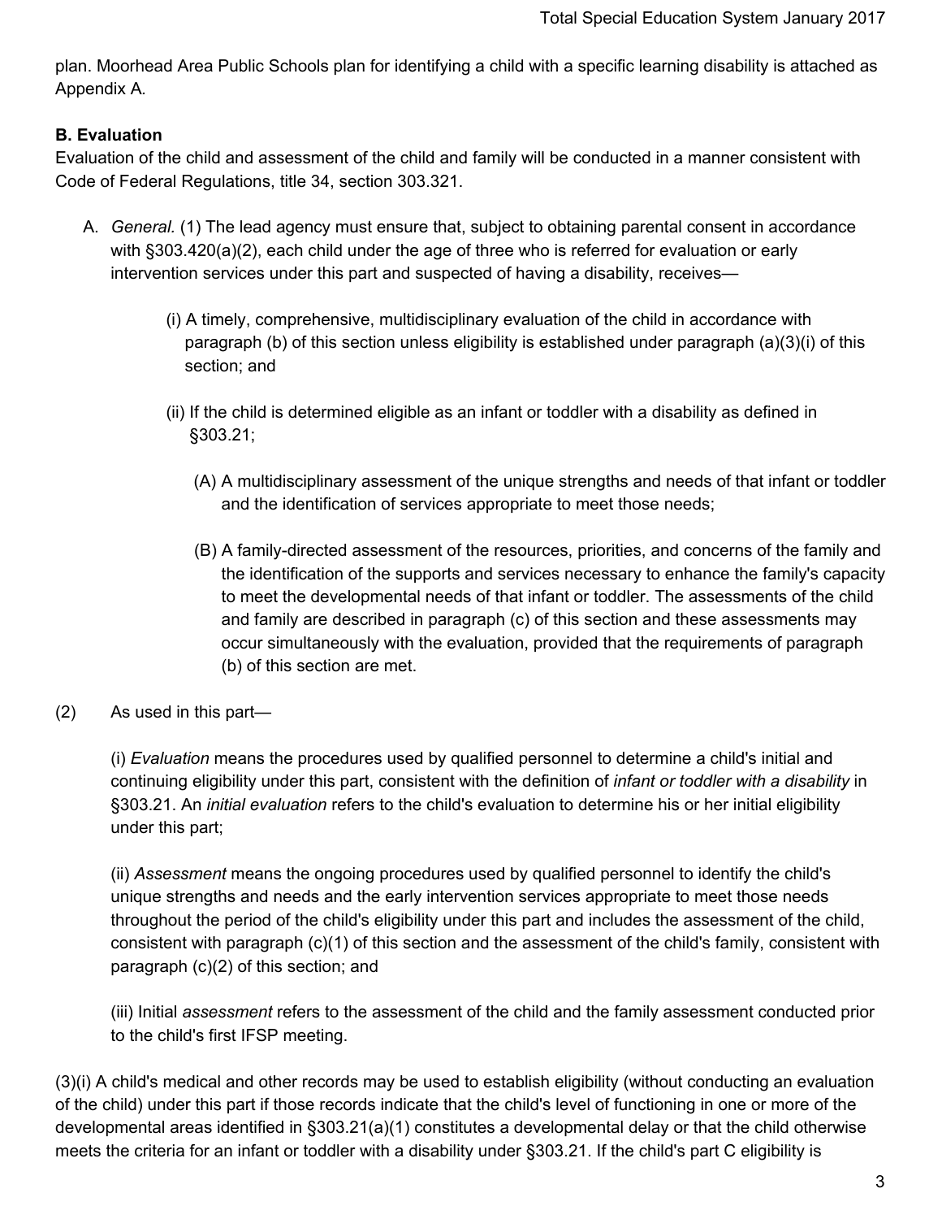plan. Moorhead Area Public Schools plan for identifying a child with a specific learning disability is attached as Appendix A.

**B. Evaluation**

Evaluation of the child and assessment of the child and family will be conducted in a manner consistent with Code of Federal Regulations, title 34, section 303.321.

A. *General.* (1) The lead agency must ensure that, subject to obtaining parental consent in accordance with §303.420(a)(2), each child under the age of three who is referred for evaluation or early intervention services under this part and suspected of having a disability, receives—

   (i) A timely, comprehensive, multidisciplinary evaluation of the child in accordance with paragraph (b) of this section unless eligibility is established under paragraph (a)(3)(i) of this section; and

   (ii) If the child is determined eligible as an infant or toddler with a disability as defined in §303.21;

      (A) A multidisciplinary assessment of the unique strengths and needs of that infant or toddler and the identification of services appropriate to meet those needs;

      (B) A family-directed assessment of the resources, priorities, and concerns of the family and the identification of the supports and services necessary to enhance the family's capacity to meet the developmental needs of that infant or toddler. The assessments of the child and family are described in paragraph (c) of this section and these assessments may occur simultaneously with the evaluation, provided that the requirements of paragraph (b) of this section are met.

(2) As used in this part—

   (i) *Evaluation* means the procedures used by qualified personnel to determine a child's initial and continuing eligibility under this part, consistent with the definition of *infant or toddler with a disability* in §303.21. An *initial evaluation* refers to the child's evaluation to determine his or her initial eligibility under this part;

   (ii) *Assessment* means the ongoing procedures used by qualified personnel to identify the child's unique strengths and needs and the early intervention services appropriate to meet those needs throughout the period of the child's eligibility under this part and includes the assessment of the child, consistent with paragraph (c)(1) of this section and the assessment of the child's family, consistent with paragraph (c)(2) of this section; and

   (iii) Initial *assessment* refers to the assessment of the child and the family assessment conducted prior to the child's first IFSP meeting.

(3)(i) A child's medical and other records may be used to establish eligibility (without conducting an evaluation of the child) under this part if those records indicate that the child's level of functioning in one or more of the developmental areas identified in §303.21(a)(1) constitutes a developmental delay or that the child otherwise meets the criteria for an infant or toddler with a disability under §303.21. If the child's part C eligibility is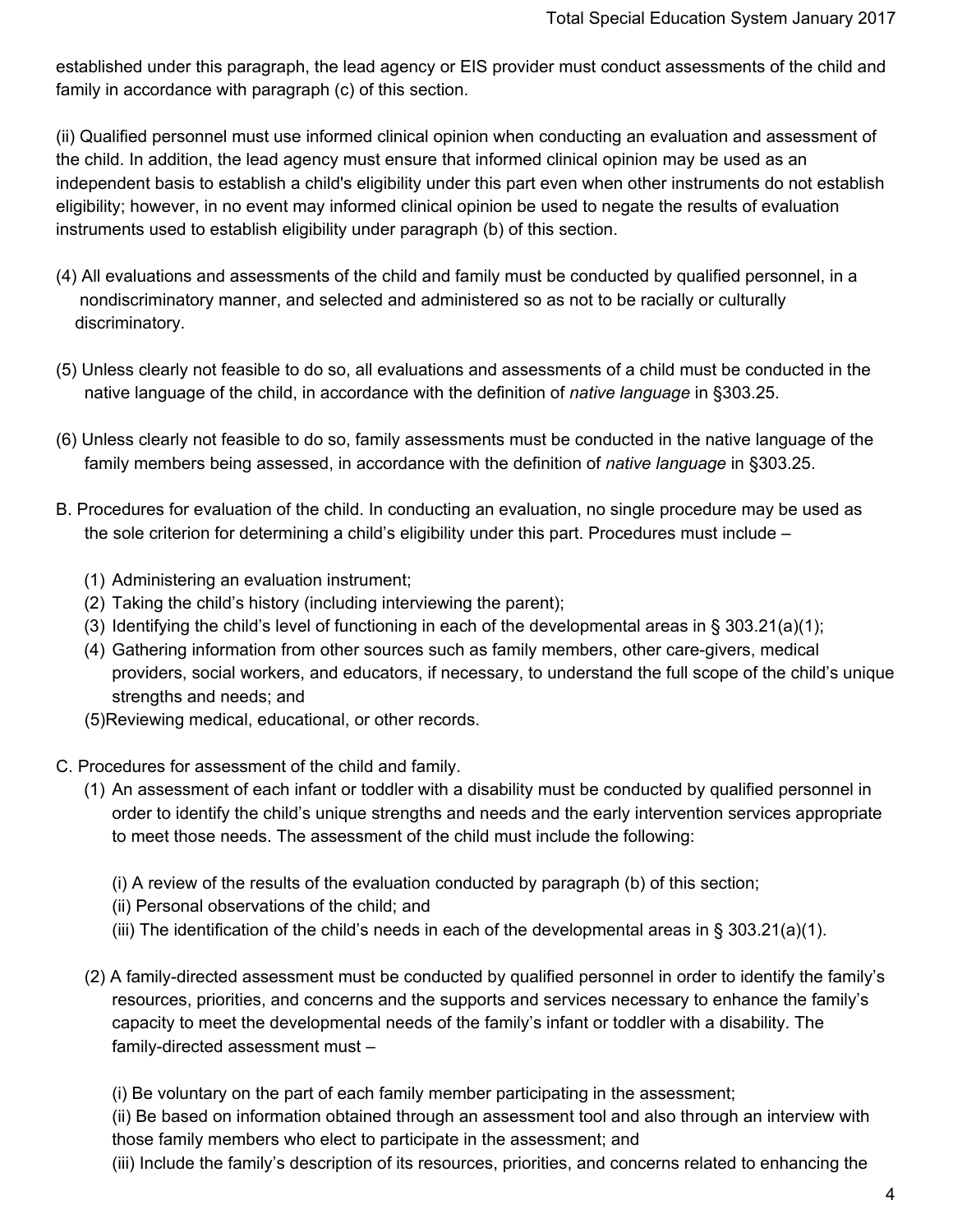established under this paragraph, the lead agency or EIS provider must conduct assessments of the child and family in accordance with paragraph (c) of this section.

(ii) Qualified personnel must use informed clinical opinion when conducting an evaluation and assessment of the child. In addition, the lead agency must ensure that informed clinical opinion may be used as an independent basis to establish a child's eligibility under this part even when other instruments do not establish eligibility; however, in no event may informed clinical opinion be used to negate the results of evaluation instruments used to establish eligibility under paragraph (b) of this section.

(4) All evaluations and assessments of the child and family must be conducted by qualified personnel, in a nondiscriminatory manner, and selected and administered so as not to be racially or culturally discriminatory.

(5) Unless clearly not feasible to do so, all evaluations and assessments of a child must be conducted in the native language of the child, in accordance with the definition of *native language* in §303.25.

(6) Unless clearly not feasible to do so, family assessments must be conducted in the native language of the family members being assessed, in accordance with the definition of *native language* in §303.25.

B. Procedures for evaluation of the child. In conducting an evaluation, no single procedure may be used as the sole criterion for determining a child's eligibility under this part. Procedures must include –

(1) Administering an evaluation instrument;
(2) Taking the child's history (including interviewing the parent);
(3) Identifying the child's level of functioning in each of the developmental areas in § 303.21(a)(1);
(4) Gathering information from other sources such as family members, other care-givers, medical providers, social workers, and educators, if necessary, to understand the full scope of the child's unique strengths and needs; and
(5)Reviewing medical, educational, or other records.

C. Procedures for assessment of the child and family.

(1) An assessment of each infant or toddler with a disability must be conducted by qualified personnel in order to identify the child's unique strengths and needs and the early intervention services appropriate to meet those needs. The assessment of the child must include the following:

(i) A review of the results of the evaluation conducted by paragraph (b) of this section;
(ii) Personal observations of the child; and
(iii) The identification of the child's needs in each of the developmental areas in § 303.21(a)(1).

(2) A family-directed assessment must be conducted by qualified personnel in order to identify the family's resources, priorities, and concerns and the supports and services necessary to enhance the family's capacity to meet the developmental needs of the family's infant or toddler with a disability. The family-directed assessment must –

(i) Be voluntary on the part of each family member participating in the assessment;
(ii) Be based on information obtained through an assessment tool and also through an interview with those family members who elect to participate in the assessment; and
(iii) Include the family's description of its resources, priorities, and concerns related to enhancing the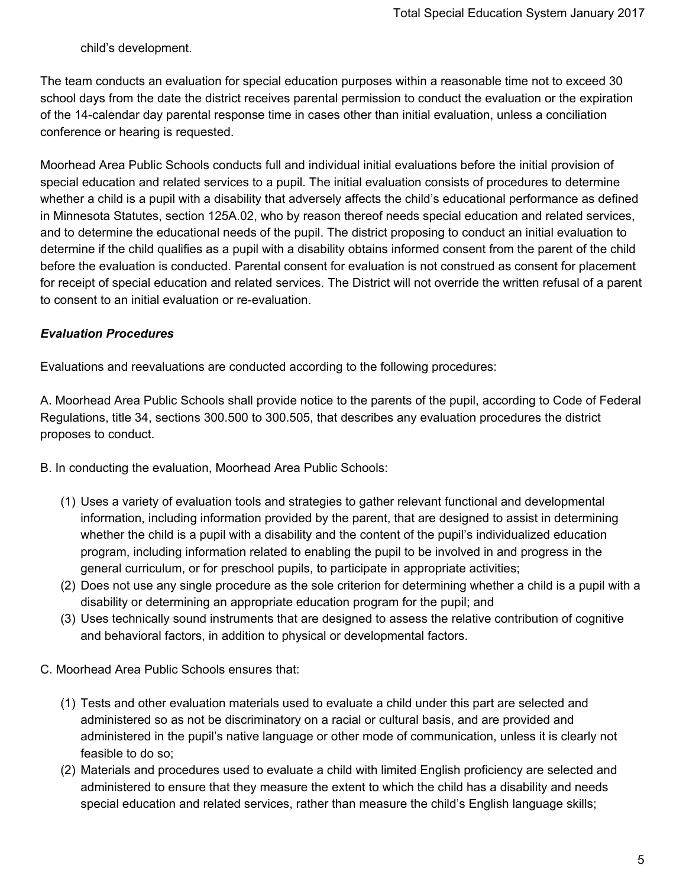child's development.

The team conducts an evaluation for special education purposes within a reasonable time not to exceed 30 school days from the date the district receives parental permission to conduct the evaluation or the expiration of the 14-calendar day parental response time in cases other than initial evaluation, unless a conciliation conference or hearing is requested.

Moorhead Area Public Schools conducts full and individual initial evaluations before the initial provision of special education and related services to a pupil. The initial evaluation consists of procedures to determine whether a child is a pupil with a disability that adversely affects the child's educational performance as defined in Minnesota Statutes, section 125A.02, who by reason thereof needs special education and related services, and to determine the educational needs of the pupil. The district proposing to conduct an initial evaluation to determine if the child qualifies as a pupil with a disability obtains informed consent from the parent of the child before the evaluation is conducted. Parental consent for evaluation is not construed as consent for placement for receipt of special education and related services. The District will not override the written refusal of a parent to consent to an initial evaluation or re-evaluation.

***Evaluation Procedures***

Evaluations and reevaluations are conducted according to the following procedures:

A. Moorhead Area Public Schools shall provide notice to the parents of the pupil, according to Code of Federal Regulations, title 34, sections 300.500 to 300.505, that describes any evaluation procedures the district proposes to conduct.

B. In conducting the evaluation, Moorhead Area Public Schools:

(1) Uses a variety of evaluation tools and strategies to gather relevant functional and developmental information, including information provided by the parent, that are designed to assist in determining whether the child is a pupil with a disability and the content of the pupil's individualized education program, including information related to enabling the pupil to be involved in and progress in the general curriculum, or for preschool pupils, to participate in appropriate activities;
(2) Does not use any single procedure as the sole criterion for determining whether a child is a pupil with a disability or determining an appropriate education program for the pupil; and
(3) Uses technically sound instruments that are designed to assess the relative contribution of cognitive and behavioral factors, in addition to physical or developmental factors.

C. Moorhead Area Public Schools ensures that:

(1) Tests and other evaluation materials used to evaluate a child under this part are selected and administered so as not be discriminatory on a racial or cultural basis, and are provided and administered in the pupil's native language or other mode of communication, unless it is clearly not feasible to do so;
(2) Materials and procedures used to evaluate a child with limited English proficiency are selected and administered to ensure that they measure the extent to which the child has a disability and needs special education and related services, rather than measure the child's English language skills;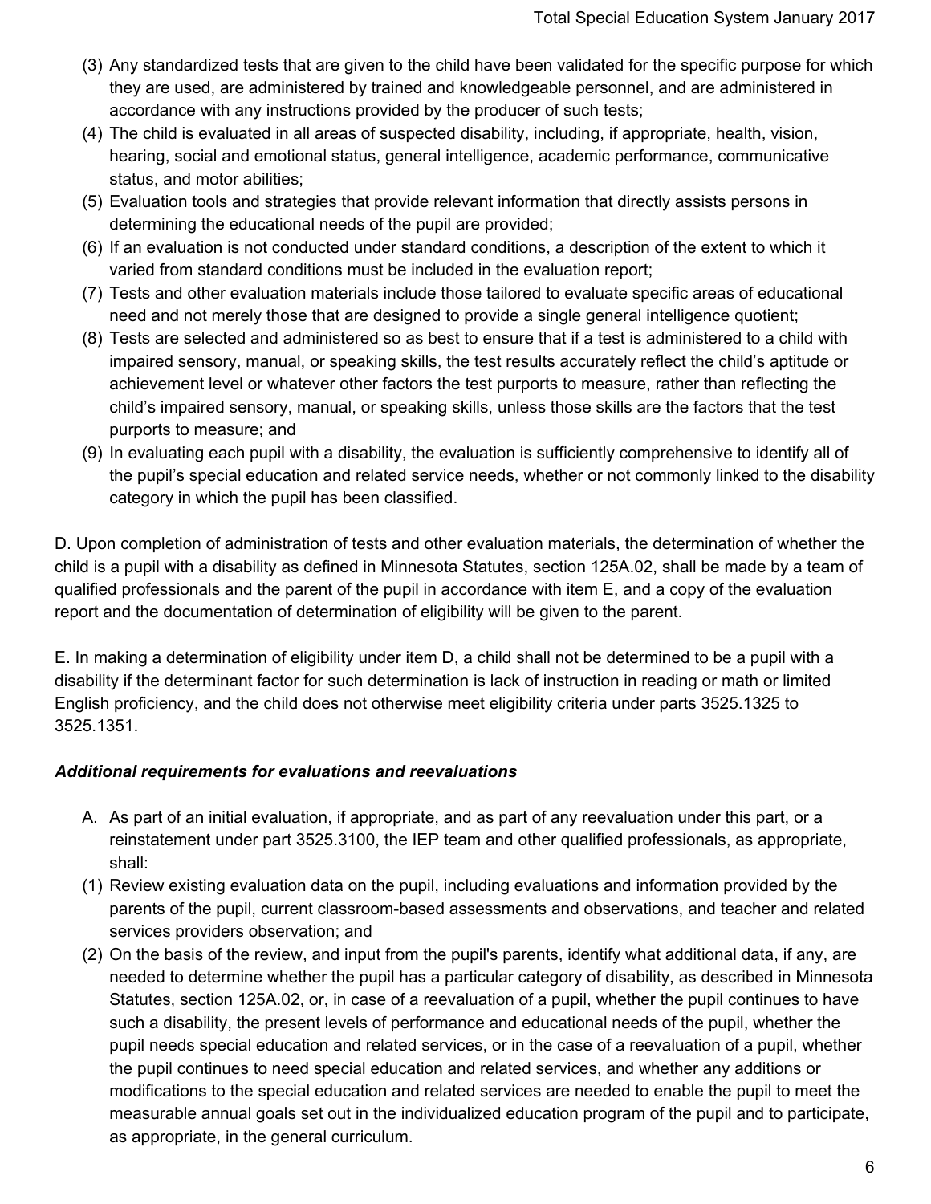(3) Any standardized tests that are given to the child have been validated for the specific purpose for which they are used, are administered by trained and knowledgeable personnel, and are administered in accordance with any instructions provided by the producer of such tests;

(4) The child is evaluated in all areas of suspected disability, including, if appropriate, health, vision, hearing, social and emotional status, general intelligence, academic performance, communicative status, and motor abilities;

(5) Evaluation tools and strategies that provide relevant information that directly assists persons in determining the educational needs of the pupil are provided;

(6) If an evaluation is not conducted under standard conditions, a description of the extent to which it varied from standard conditions must be included in the evaluation report;

(7) Tests and other evaluation materials include those tailored to evaluate specific areas of educational need and not merely those that are designed to provide a single general intelligence quotient;

(8) Tests are selected and administered so as best to ensure that if a test is administered to a child with impaired sensory, manual, or speaking skills, the test results accurately reflect the child's aptitude or achievement level or whatever other factors the test purports to measure, rather than reflecting the child's impaired sensory, manual, or speaking skills, unless those skills are the factors that the test purports to measure; and

(9) In evaluating each pupil with a disability, the evaluation is sufficiently comprehensive to identify all of the pupil's special education and related service needs, whether or not commonly linked to the disability category in which the pupil has been classified.

D. Upon completion of administration of tests and other evaluation materials, the determination of whether the child is a pupil with a disability as defined in Minnesota Statutes, section 125A.02, shall be made by a team of qualified professionals and the parent of the pupil in accordance with item E, and a copy of the evaluation report and the documentation of determination of eligibility will be given to the parent.

E. In making a determination of eligibility under item D, a child shall not be determined to be a pupil with a disability if the determinant factor for such determination is lack of instruction in reading or math or limited English proficiency, and the child does not otherwise meet eligibility criteria under parts 3525.1325 to 3525.1351.

***Additional requirements for evaluations and reevaluations***

A. As part of an initial evaluation, if appropriate, and as part of any reevaluation under this part, or a reinstatement under part 3525.3100, the IEP team and other qualified professionals, as appropriate, shall:

(1) Review existing evaluation data on the pupil, including evaluations and information provided by the parents of the pupil, current classroom-based assessments and observations, and teacher and related services providers observation; and

(2) On the basis of the review, and input from the pupil's parents, identify what additional data, if any, are needed to determine whether the pupil has a particular category of disability, as described in Minnesota Statutes, section 125A.02, or, in case of a reevaluation of a pupil, whether the pupil continues to have such a disability, the present levels of performance and educational needs of the pupil, whether the pupil needs special education and related services, or in the case of a reevaluation of a pupil, whether the pupil continues to need special education and related services, and whether any additions or modifications to the special education and related services are needed to enable the pupil to meet the measurable annual goals set out in the individualized education program of the pupil and to participate, as appropriate, in the general curriculum.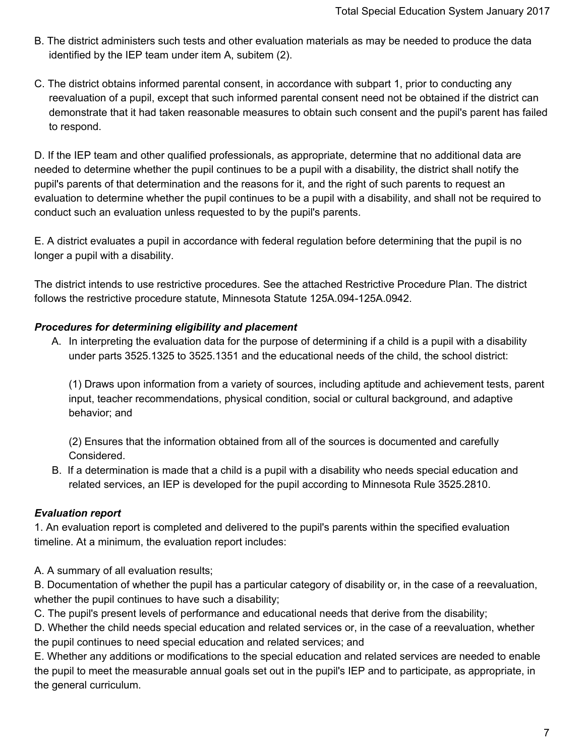B. The district administers such tests and other evaluation materials as may be needed to produce the data identified by the IEP team under item A, subitem (2).

C. The district obtains informed parental consent, in accordance with subpart 1, prior to conducting any reevaluation of a pupil, except that such informed parental consent need not be obtained if the district can demonstrate that it had taken reasonable measures to obtain such consent and the pupil's parent has failed to respond.

D. If the IEP team and other qualified professionals, as appropriate, determine that no additional data are needed to determine whether the pupil continues to be a pupil with a disability, the district shall notify the pupil's parents of that determination and the reasons for it, and the right of such parents to request an evaluation to determine whether the pupil continues to be a pupil with a disability, and shall not be required to conduct such an evaluation unless requested to by the pupil's parents.

E. A district evaluates a pupil in accordance with federal regulation before determining that the pupil is no longer a pupil with a disability.

The district intends to use restrictive procedures. See the attached Restrictive Procedure Plan. The district follows the restrictive procedure statute, Minnesota Statute 125A.094-125A.0942.

***Procedures for determining eligibility and placement***

A. In interpreting the evaluation data for the purpose of determining if a child is a pupil with a disability under parts 3525.1325 to 3525.1351 and the educational needs of the child, the school district:

   (1) Draws upon information from a variety of sources, including aptitude and achievement tests, parent input, teacher recommendations, physical condition, social or cultural background, and adaptive behavior; and

   (2) Ensures that the information obtained from all of the sources is documented and carefully Considered.

B. If a determination is made that a child is a pupil with a disability who needs special education and related services, an IEP is developed for the pupil according to Minnesota Rule 3525.2810.

***Evaluation report***

1. An evaluation report is completed and delivered to the pupil's parents within the specified evaluation timeline. At a minimum, the evaluation report includes:

A. A summary of all evaluation results;
B. Documentation of whether the pupil has a particular category of disability or, in the case of a reevaluation, whether the pupil continues to have such a disability;
C. The pupil's present levels of performance and educational needs that derive from the disability;
D. Whether the child needs special education and related services or, in the case of a reevaluation, whether the pupil continues to need special education and related services; and
E. Whether any additions or modifications to the special education and related services are needed to enable the pupil to meet the measurable annual goals set out in the pupil's IEP and to participate, as appropriate, in the general curriculum.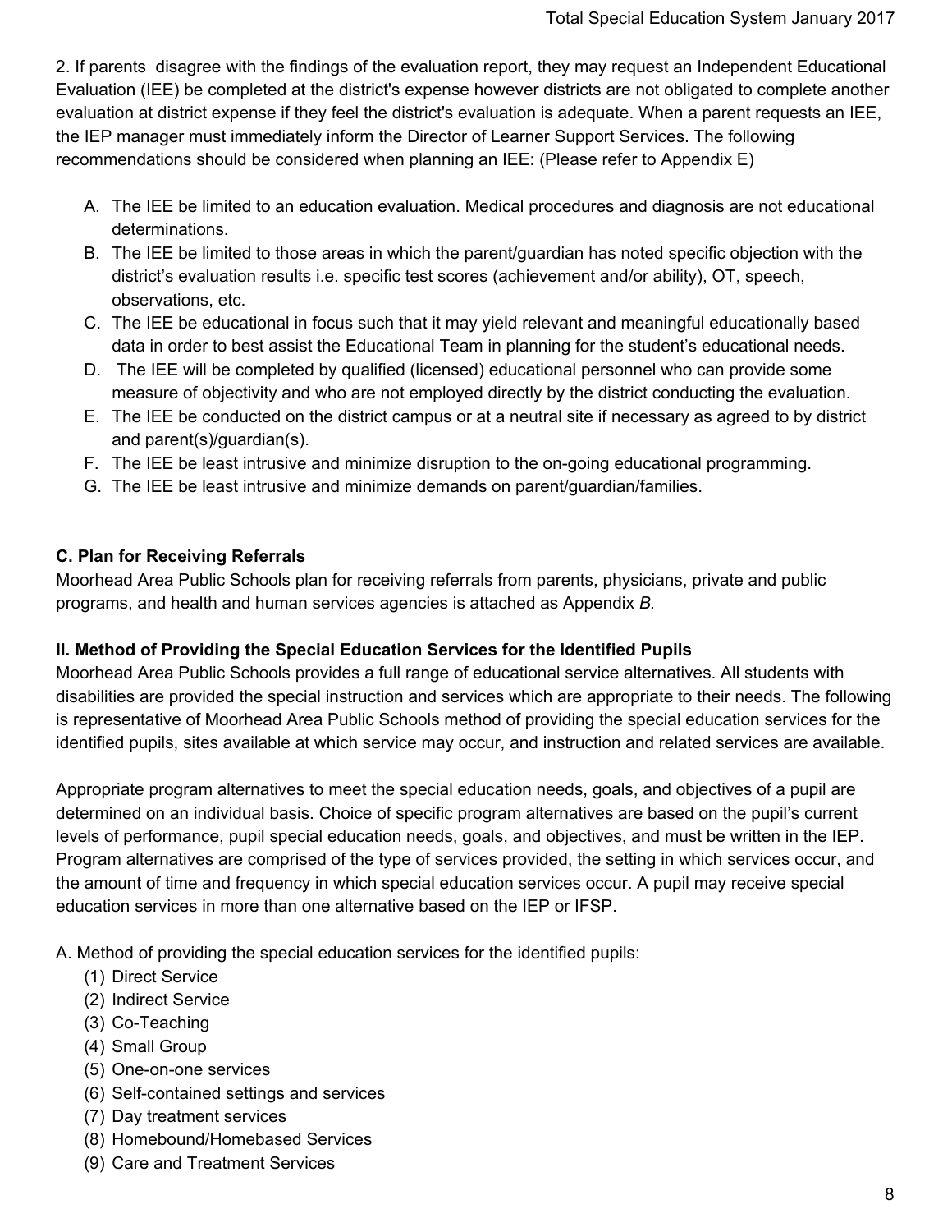2. If parents disagree with the findings of the evaluation report, they may request an Independent Educational Evaluation (IEE) be completed at the district's expense however districts are not obligated to complete another evaluation at district expense if they feel the district's evaluation is adequate. When a parent requests an IEE, the IEP manager must immediately inform the Director of Learner Support Services. The following recommendations should be considered when planning an IEE: (Please refer to Appendix E)

A. The IEE be limited to an education evaluation. Medical procedures and diagnosis are not educational determinations.
B. The IEE be limited to those areas in which the parent/guardian has noted specific objection with the district's evaluation results i.e. specific test scores (achievement and/or ability), OT, speech, observations, etc.
C. The IEE be educational in focus such that it may yield relevant and meaningful educationally based data in order to best assist the Educational Team in planning for the student's educational needs.
D. The IEE will be completed by qualified (licensed) educational personnel who can provide some measure of objectivity and who are not employed directly by the district conducting the evaluation.
E. The IEE be conducted on the district campus or at a neutral site if necessary as agreed to by district and parent(s)/guardian(s).
F. The IEE be least intrusive and minimize disruption to the on-going educational programming.
G. The IEE be least intrusive and minimize demands on parent/guardian/families.

**C. Plan for Receiving Referrals**

Moorhead Area Public Schools plan for receiving referrals from parents, physicians, private and public programs, and health and human services agencies is attached as Appendix *B.*

**II. Method of Providing the Special Education Services for the Identified Pupils**

Moorhead Area Public Schools provides a full range of educational service alternatives. All students with disabilities are provided the special instruction and services which are appropriate to their needs. The following is representative of Moorhead Area Public Schools method of providing the special education services for the identified pupils, sites available at which service may occur, and instruction and related services are available.

Appropriate program alternatives to meet the special education needs, goals, and objectives of a pupil are determined on an individual basis. Choice of specific program alternatives are based on the pupil's current levels of performance, pupil special education needs, goals, and objectives, and must be written in the IEP. Program alternatives are comprised of the type of services provided, the setting in which services occur, and the amount of time and frequency in which special education services occur. A pupil may receive special education services in more than one alternative based on the IEP or IFSP.

A. Method of providing the special education services for the identified pupils:

(1) Direct Service
(2) Indirect Service
(3) Co-Teaching
(4) Small Group
(5) One-on-one services
(6) Self-contained settings and services
(7) Day treatment services
(8) Homebound/Homebased Services
(9) Care and Treatment Services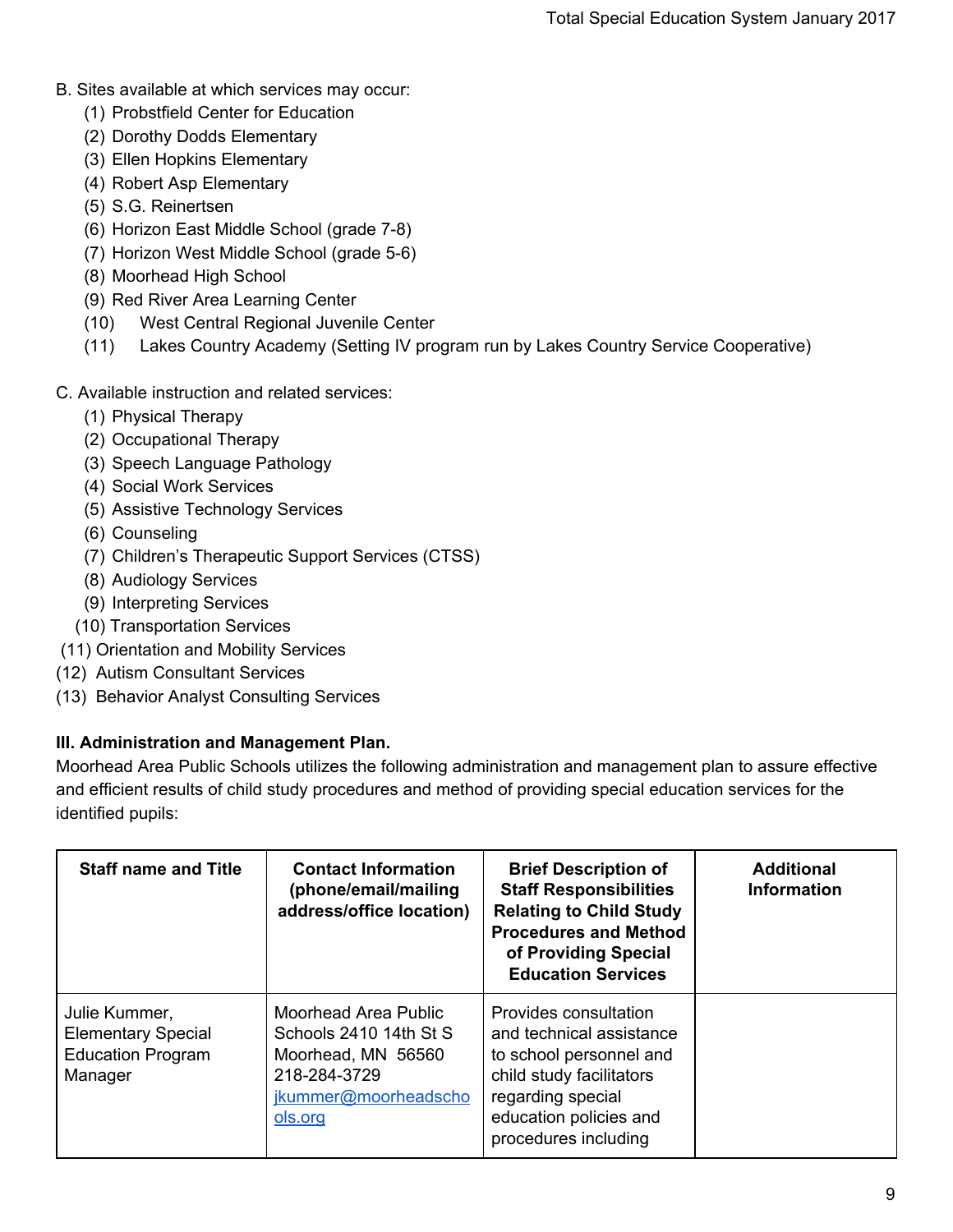B. Sites available at which services may occur:

(1) Probstfield Center for Education
(2) Dorothy Dodds Elementary
(3) Ellen Hopkins Elementary
(4) Robert Asp Elementary
(5) S.G. Reinertsen
(6) Horizon East Middle School (grade 7-8)
(7) Horizon West Middle School (grade 5-6)
(8) Moorhead High School
(9) Red River Area Learning Center
(10) West Central Regional Juvenile Center
(11) Lakes Country Academy (Setting IV program run by Lakes Country Service Cooperative)

C. Available instruction and related services:

(1) Physical Therapy
(2) Occupational Therapy
(3) Speech Language Pathology
(4) Social Work Services
(5) Assistive Technology Services
(6) Counseling
(7) Children's Therapeutic Support Services (CTSS)
(8) Audiology Services
(9) Interpreting Services
(10) Transportation Services
(11) Orientation and Mobility Services
(12) Autism Consultant Services
(13) Behavior Analyst Consulting Services

**III. Administration and Management Plan.**

Moorhead Area Public Schools utilizes the following administration and management plan to assure effective and efficient results of child study procedures and method of providing special education services for the identified pupils:

| Staff name and Title | Contact Information (phone/email/mailing address/office location) | Brief Description of Staff Responsibilities Relating to Child Study Procedures and Method of Providing Special Education Services | Additional Information |
|---|---|---|---|
| Julie Kummer, Elementary Special Education Program Manager | Moorhead Area Public Schools 2410 14th St S Moorhead, MN 56560 218-284-3729 [jkummer@moorheadschools.org](mailto:jkummer@moorheadschools.org) | Provides consultation and technical assistance to school personnel and child study facilitators regarding special education policies and procedures including | |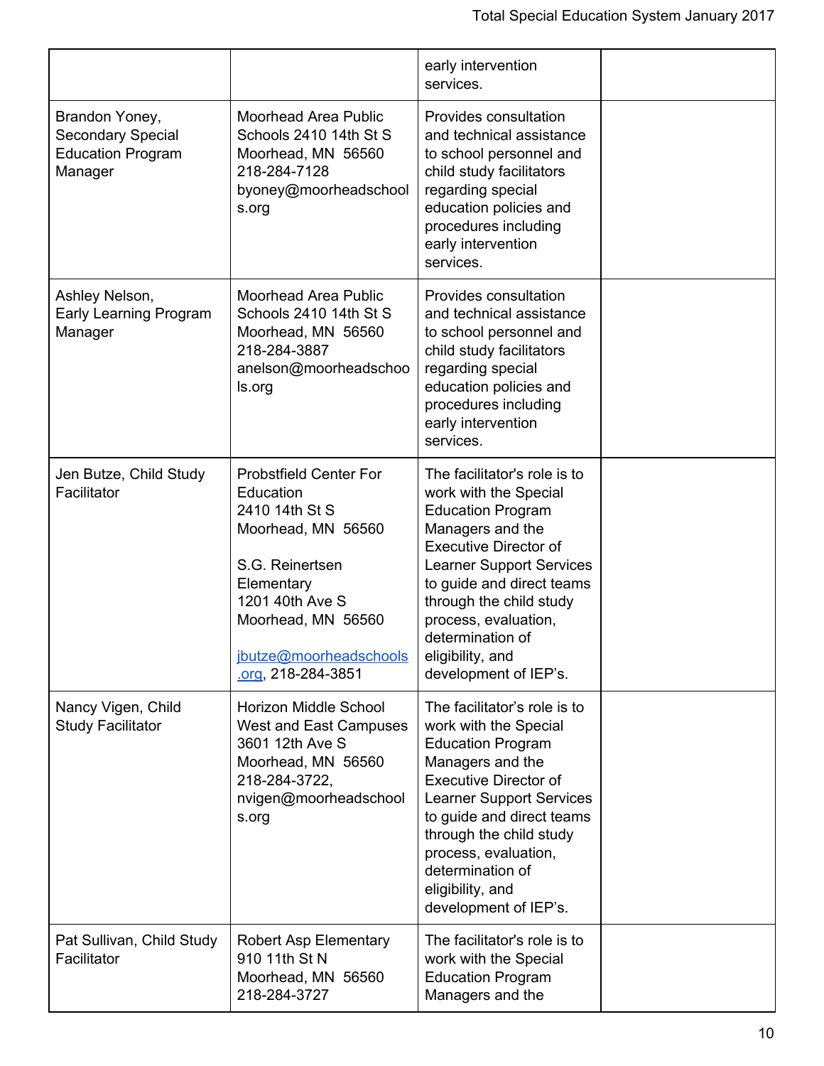| | | | |
|---|---|---|---|
| | | early intervention services. | |
| Brandon Yoney, Secondary Special Education Program Manager | Moorhead Area Public Schools 2410 14th St S Moorhead, MN 56560 218-284-7128 byoney@moorheadschools.org | Provides consultation and technical assistance to school personnel and child study facilitators regarding special education policies and procedures including early intervention services. | |
| Ashley Nelson, Early Learning Program Manager | Moorhead Area Public Schools 2410 14th St S Moorhead, MN 56560 218-284-3887 anelson@moorheadschools.org | Provides consultation and technical assistance to school personnel and child study facilitators regarding special education policies and procedures including early intervention services. | |
| Jen Butze, Child Study Facilitator | Probstfield Center For Education 2410 14th St S Moorhead, MN 56560<br><br>S.G. Reinertsen Elementary 1201 40th Ave S Moorhead, MN 56560<br><br>jbutze@moorheadschools.org, 218-284-3851 | The facilitator's role is to work with the Special Education Program Managers and the Executive Director of Learner Support Services to guide and direct teams through the child study process, evaluation, determination of eligibility, and development of IEP's. | |
| Nancy Vigen, Child Study Facilitator | Horizon Middle School West and East Campuses 3601 12th Ave S Moorhead, MN 56560 218-284-3722, nvigen@moorheadschools.org | The facilitator's role is to work with the Special Education Program Managers and the Executive Director of Learner Support Services to guide and direct teams through the child study process, evaluation, determination of eligibility, and development of IEP's. | |
| Pat Sullivan, Child Study Facilitator | Robert Asp Elementary 910 11th St N Moorhead, MN 56560 218-284-3727 | The facilitator's role is to work with the Special Education Program Managers and the | |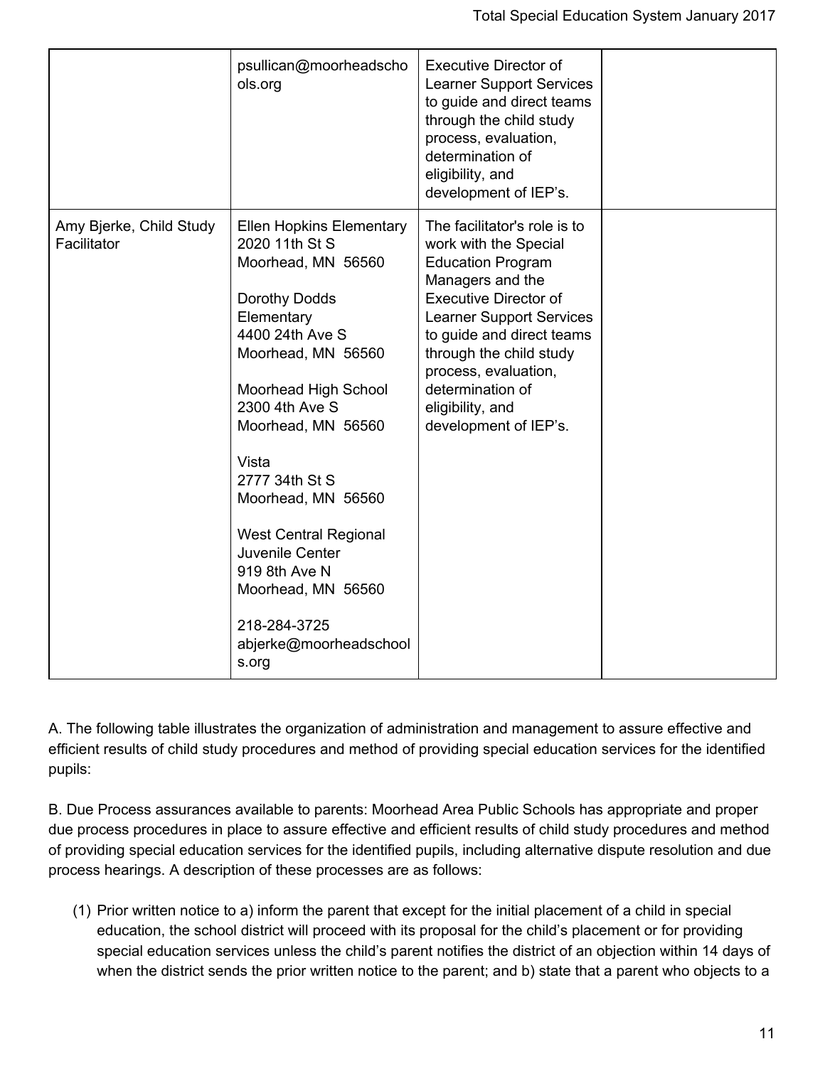| | | | |
|---|---|---|---|
| | psullican@moorheadschools.org | Executive Director of Learner Support Services to guide and direct teams through the child study process, evaluation, determination of eligibility, and development of IEP's. | |
| Amy Bjerke, Child Study Facilitator | Ellen Hopkins Elementary<br>2020 11th St S<br>Moorhead, MN 56560<br><br>Dorothy Dodds Elementary<br>4400 24th Ave S<br>Moorhead, MN 56560<br><br>Moorhead High School<br>2300 4th Ave S<br>Moorhead, MN 56560<br><br>Vista<br>2777 34th St S<br>Moorhead, MN 56560<br><br>West Central Regional Juvenile Center<br>919 8th Ave N<br>Moorhead, MN 56560<br><br>218-284-3725<br>abjerke@moorheadschools.org | The facilitator's role is to work with the Special Education Program Managers and the Executive Director of Learner Support Services to guide and direct teams through the child study process, evaluation, determination of eligibility, and development of IEP's. | |

A. The following table illustrates the organization of administration and management to assure effective and efficient results of child study procedures and method of providing special education services for the identified pupils:

B. Due Process assurances available to parents: Moorhead Area Public Schools has appropriate and proper due process procedures in place to assure effective and efficient results of child study procedures and method of providing special education services for the identified pupils, including alternative dispute resolution and due process hearings. A description of these processes are as follows:

(1) Prior written notice to a) inform the parent that except for the initial placement of a child in special education, the school district will proceed with its proposal for the child's placement or for providing special education services unless the child's parent notifies the district of an objection within 14 days of when the district sends the prior written notice to the parent; and b) state that a parent who objects to a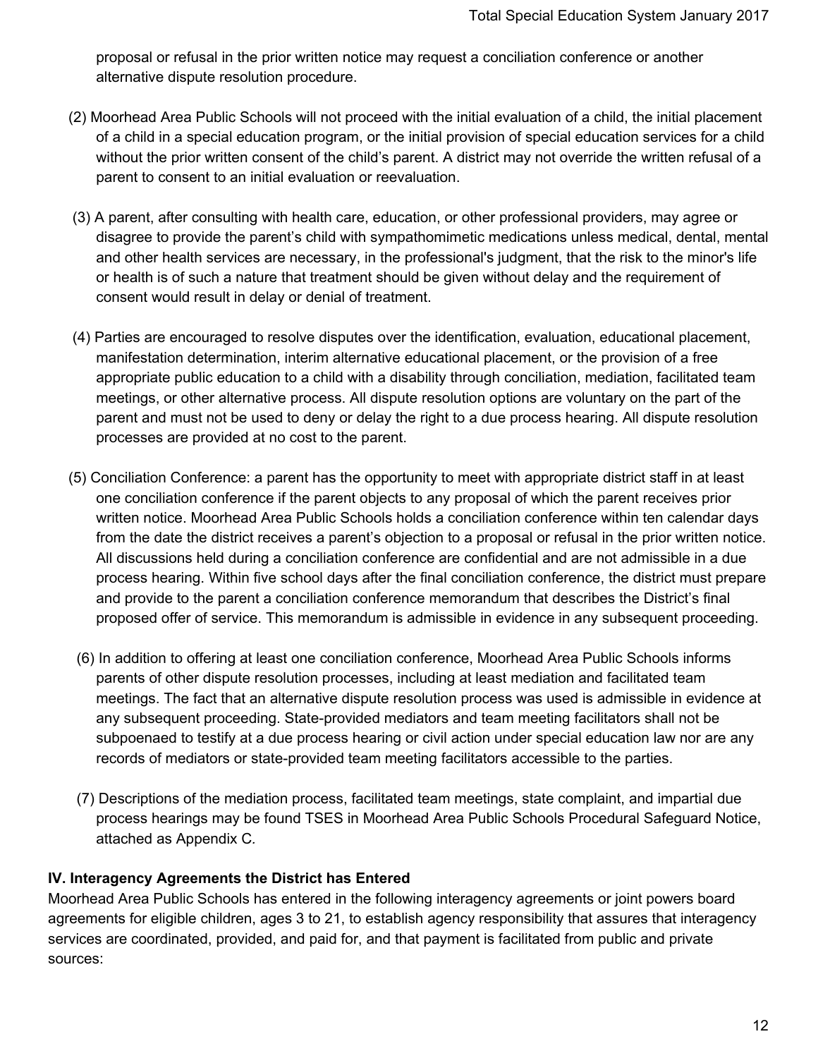proposal or refusal in the prior written notice may request a conciliation conference or another alternative dispute resolution procedure.

(2) Moorhead Area Public Schools will not proceed with the initial evaluation of a child, the initial placement of a child in a special education program, or the initial provision of special education services for a child without the prior written consent of the child's parent. A district may not override the written refusal of a parent to consent to an initial evaluation or reevaluation.

(3) A parent, after consulting with health care, education, or other professional providers, may agree or disagree to provide the parent's child with sympathomimetic medications unless medical, dental, mental and other health services are necessary, in the professional's judgment, that the risk to the minor's life or health is of such a nature that treatment should be given without delay and the requirement of consent would result in delay or denial of treatment.

(4) Parties are encouraged to resolve disputes over the identification, evaluation, educational placement, manifestation determination, interim alternative educational placement, or the provision of a free appropriate public education to a child with a disability through conciliation, mediation, facilitated team meetings, or other alternative process. All dispute resolution options are voluntary on the part of the parent and must not be used to deny or delay the right to a due process hearing. All dispute resolution processes are provided at no cost to the parent.

(5) Conciliation Conference: a parent has the opportunity to meet with appropriate district staff in at least one conciliation conference if the parent objects to any proposal of which the parent receives prior written notice. Moorhead Area Public Schools holds a conciliation conference within ten calendar days from the date the district receives a parent's objection to a proposal or refusal in the prior written notice. All discussions held during a conciliation conference are confidential and are not admissible in a due process hearing. Within five school days after the final conciliation conference, the district must prepare and provide to the parent a conciliation conference memorandum that describes the District's final proposed offer of service. This memorandum is admissible in evidence in any subsequent proceeding.

(6) In addition to offering at least one conciliation conference, Moorhead Area Public Schools informs parents of other dispute resolution processes, including at least mediation and facilitated team meetings. The fact that an alternative dispute resolution process was used is admissible in evidence at any subsequent proceeding. State-provided mediators and team meeting facilitators shall not be subpoenaed to testify at a due process hearing or civil action under special education law nor are any records of mediators or state-provided team meeting facilitators accessible to the parties.

(7) Descriptions of the mediation process, facilitated team meetings, state complaint, and impartial due process hearings may be found TSES in Moorhead Area Public Schools Procedural Safeguard Notice, attached as Appendix C.

## IV. Interagency Agreements the District has Entered

Moorhead Area Public Schools has entered in the following interagency agreements or joint powers board agreements for eligible children, ages 3 to 21, to establish agency responsibility that assures that interagency services are coordinated, provided, and paid for, and that payment is facilitated from public and private sources: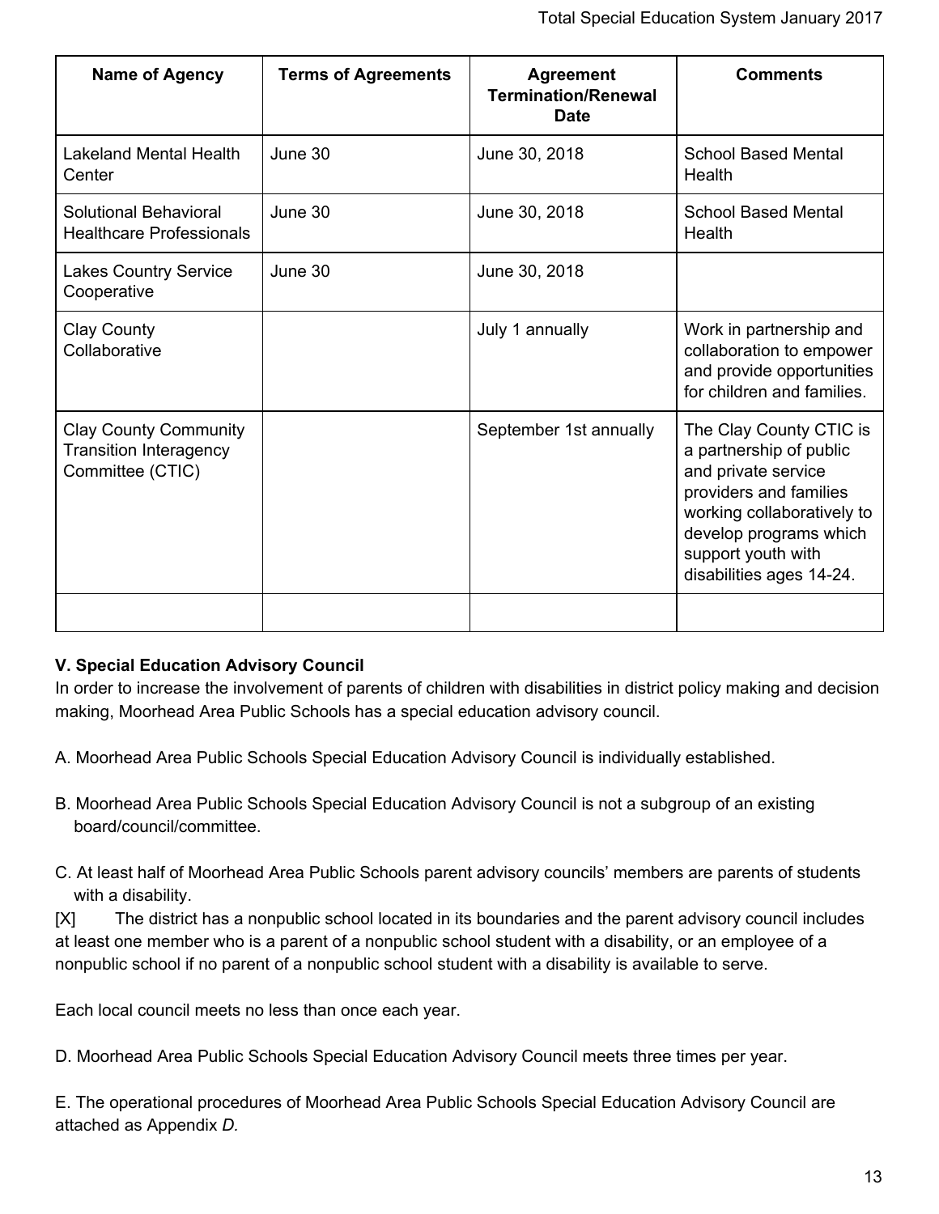| Name of Agency | Terms of Agreements | Agreement Termination/Renewal Date | Comments |
|---|---|---|---|
| Lakeland Mental Health Center | June 30 | June 30, 2018 | School Based Mental Health |
| Solutional Behavioral Healthcare Professionals | June 30 | June 30, 2018 | School Based Mental Health |
| Lakes Country Service Cooperative | June 30 | June 30, 2018 | |
| Clay County Collaborative | | July 1 annually | Work in partnership and collaboration to empower and provide opportunities for children and families. |
| Clay County Community Transition Interagency Committee (CTIC) | | September 1st annually | The Clay County CTIC is a partnership of public and private service providers and families working collaboratively to develop programs which support youth with disabilities ages 14-24. |
| | | | |

**V. Special Education Advisory Council**

In order to increase the involvement of parents of children with disabilities in district policy making and decision making, Moorhead Area Public Schools has a special education advisory council.

A. Moorhead Area Public Schools Special Education Advisory Council is individually established.

B. Moorhead Area Public Schools Special Education Advisory Council is not a subgroup of an existing board/council/committee.

C. At least half of Moorhead Area Public Schools parent advisory councils' members are parents of students with a disability.

[X] The district has a nonpublic school located in its boundaries and the parent advisory council includes at least one member who is a parent of a nonpublic school student with a disability, or an employee of a nonpublic school if no parent of a nonpublic school student with a disability is available to serve.

Each local council meets no less than once each year.

D. Moorhead Area Public Schools Special Education Advisory Council meets three times per year.

E. The operational procedures of Moorhead Area Public Schools Special Education Advisory Council are attached as Appendix *D.*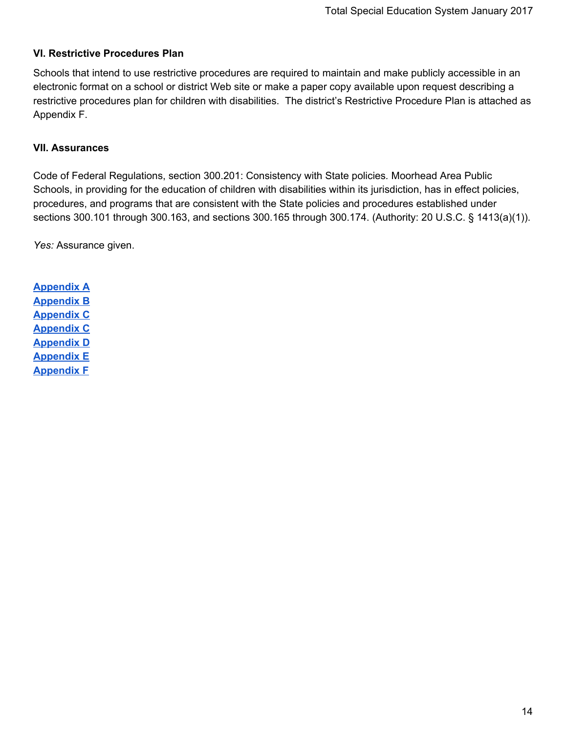### VI. Restrictive Procedures Plan

Schools that intend to use restrictive procedures are required to maintain and make publicly accessible in an electronic format on a school or district Web site or make a paper copy available upon request describing a restrictive procedures plan for children with disabilities. The district's Restrictive Procedure Plan is attached as Appendix F.

### VII. Assurances

Code of Federal Regulations, section 300.201: Consistency with State policies. Moorhead Area Public Schools, in providing for the education of children with disabilities within its jurisdiction, has in effect policies, procedures, and programs that are consistent with the State policies and procedures established under sections 300.101 through 300.163, and sections 300.165 through 300.174. (Authority: 20 U.S.C. § 1413(a)(1)).

*Yes:* Assurance given.

**Appendix A**
**Appendix B**
**Appendix C**
**Appendix C**
**Appendix D**
**Appendix E**
**Appendix F**